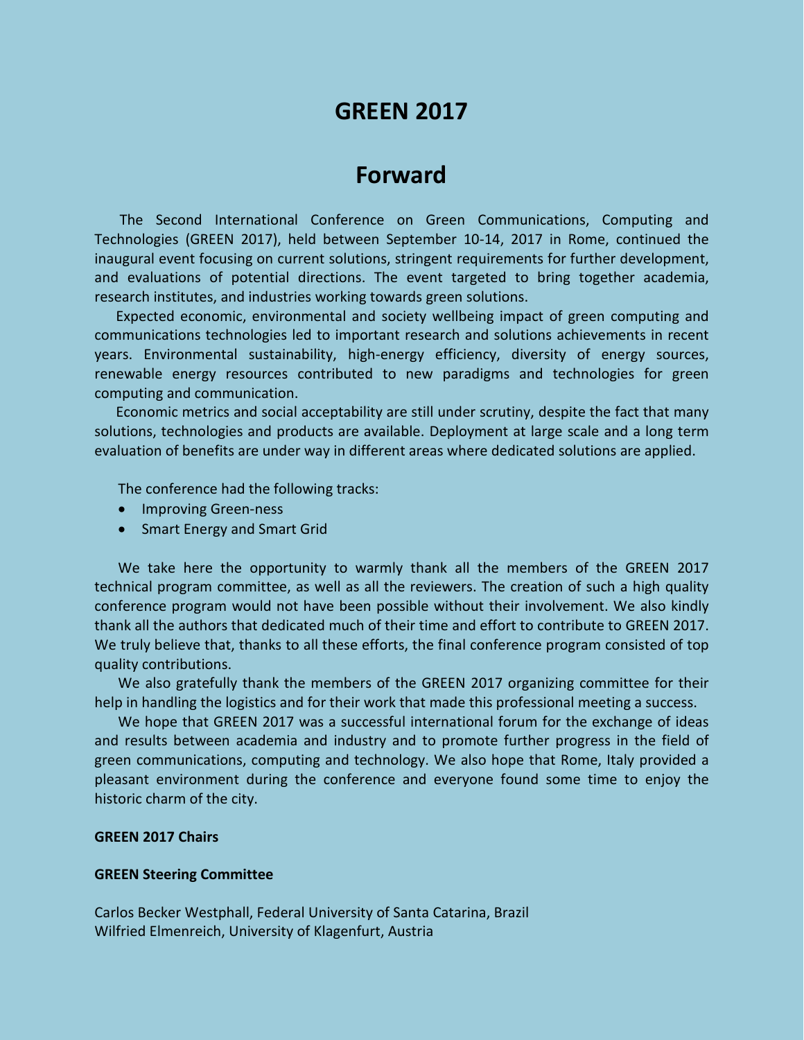# GREEN 2017

## Forward

The Second International Conference on Green Communications, Computing and Technologies (GREEN 2017), held between September 10-14, 2017 in Rome, continued the inaugural event focusing on current solutions, stringent requirements for further development, and evaluations of potential directions. The event targeted to bring together academia, research institutes, and industries working towards green solutions.

Expected economic, environmental and society wellbeing impact of green computing and communications technologies led to important research and solutions achievements in recent years. Environmental sustainability, high-energy efficiency, diversity of energy sources, renewable energy resources contributed to new paradigms and technologies for green computing and communication.

Economic metrics and social acceptability are still under scrutiny, despite the fact that many solutions, technologies and products are available. Deployment at large scale and a long term evaluation of benefits are under way in different areas where dedicated solutions are applied.

The conference had the following tracks:

- Improving Green-ness
- Smart Energy and Smart Grid

We take here the opportunity to warmly thank all the members of the GREEN 2017 technical program committee, as well as all the reviewers. The creation of such a high quality conference program would not have been possible without their involvement. We also kindly thank all the authors that dedicated much of their time and effort to contribute to GREEN 2017. We truly believe that, thanks to all these efforts, the final conference program consisted of top quality contributions.

We also gratefully thank the members of the GREEN 2017 organizing committee for their help in handling the logistics and for their work that made this professional meeting a success.

We hope that GREEN 2017 was a successful international forum for the exchange of ideas and results between academia and industry and to promote further progress in the field of green communications, computing and technology. We also hope that Rome, Italy provided a pleasant environment during the conference and everyone found some time to enjoy the historic charm of the city.

**GREEN 2017 Chairs**

**GREEN Steering Committee**

Carlos Becker Westphall, Federal University of Santa Catarina, Brazil
Wilfried Elmenreich, University of Klagenfurt, Austria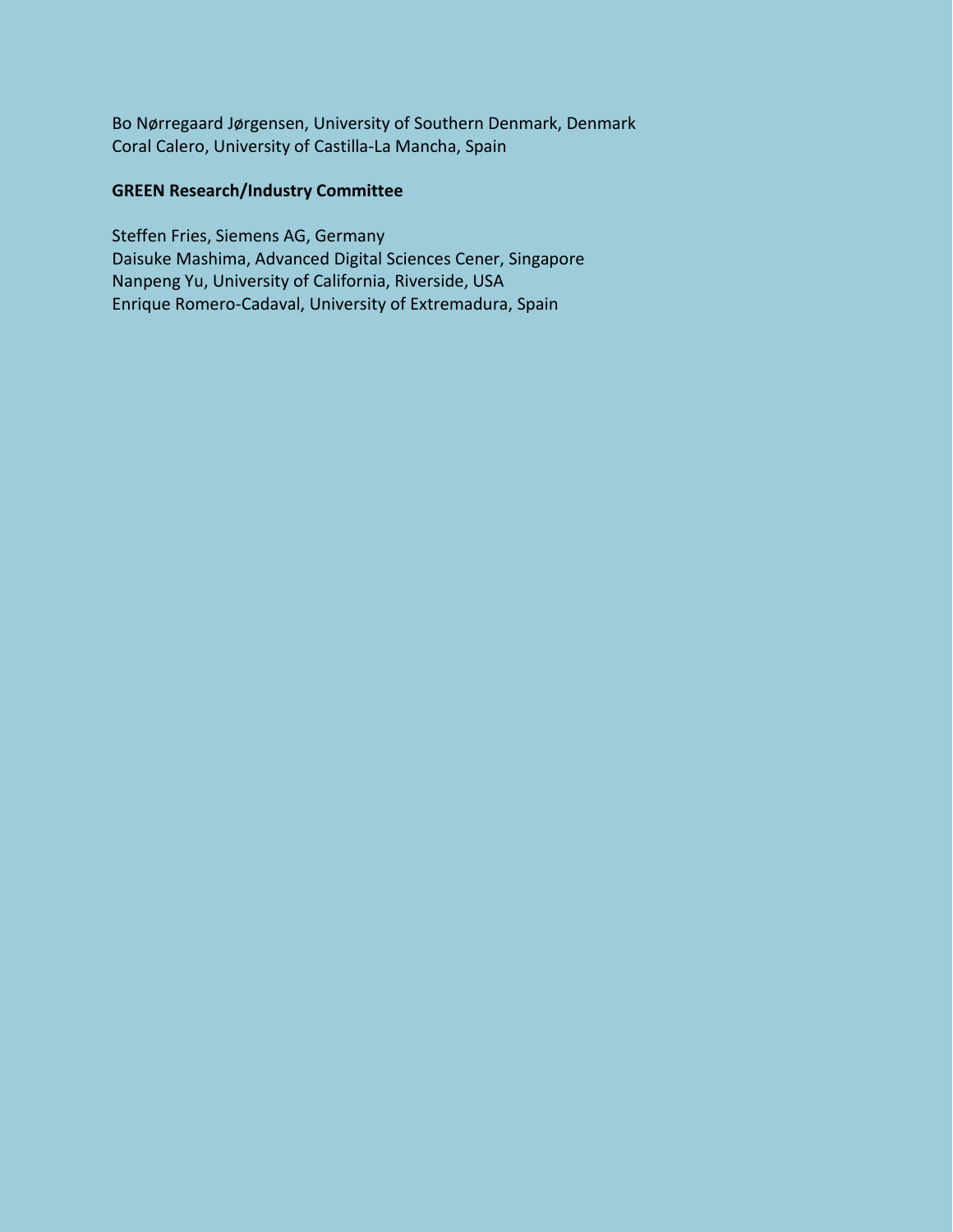Bo Nørregaard Jørgensen, University of Southern Denmark, Denmark
Coral Calero, University of Castilla-La Mancha, Spain

**GREEN Research/Industry Committee**

Steffen Fries, Siemens AG, Germany
Daisuke Mashima, Advanced Digital Sciences Cener, Singapore
Nanpeng Yu, University of California, Riverside, USA
Enrique Romero-Cadaval, University of Extremadura, Spain